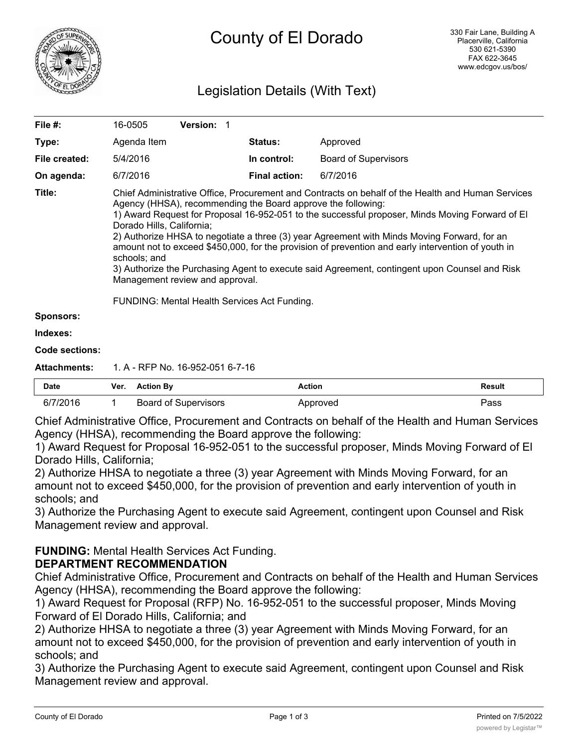# County of El Dorado

330 Fair Lane, Building A
Placerville, California
530 621-5390
FAX 622-3645
www.edcgov.us/bos/

## Legislation Details (With Text)

| | | | |
|---|---|---|---|
| **File #:** | 16-0505 **Version:** 1 | | |
| **Type:** | Agenda Item | **Status:** | Approved |
| **File created:** | 5/4/2016 | **In control:** | Board of Supervisors |
| **On agenda:** | 6/7/2016 | **Final action:** | 6/7/2016 |

**Title:** Chief Administrative Office, Procurement and Contracts on behalf of the Health and Human Services Agency (HHSA), recommending the Board approve the following:
1) Award Request for Proposal 16-952-051 to the successful proposer, Minds Moving Forward of El Dorado Hills, California;
2) Authorize HHSA to negotiate a three (3) year Agreement with Minds Moving Forward, for an amount not to exceed $450,000, for the provision of prevention and early intervention of youth in schools; and
3) Authorize the Purchasing Agent to execute said Agreement, contingent upon Counsel and Risk Management review and approval.

FUNDING: Mental Health Services Act Funding.

**Sponsors:**

**Indexes:**

**Code sections:**

**Attachments:** 1. A - RFP No. 16-952-051 6-7-16

| Date | Ver. | Action By | Action | Result |
|---|---|---|---|---|
| 6/7/2016 | 1 | Board of Supervisors | Approved | Pass |

Chief Administrative Office, Procurement and Contracts on behalf of the Health and Human Services Agency (HHSA), recommending the Board approve the following:
1) Award Request for Proposal 16-952-051 to the successful proposer, Minds Moving Forward of El Dorado Hills, California;
2) Authorize HHSA to negotiate a three (3) year Agreement with Minds Moving Forward, for an amount not to exceed $450,000, for the provision of prevention and early intervention of youth in schools; and
3) Authorize the Purchasing Agent to execute said Agreement, contingent upon Counsel and Risk Management review and approval.

**FUNDING:** Mental Health Services Act Funding.

**DEPARTMENT RECOMMENDATION**

Chief Administrative Office, Procurement and Contracts on behalf of the Health and Human Services Agency (HHSA), recommending the Board approve the following:
1) Award Request for Proposal (RFP) No. 16-952-051 to the successful proposer, Minds Moving Forward of El Dorado Hills, California; and
2) Authorize HHSA to negotiate a three (3) year Agreement with Minds Moving Forward, for an amount not to exceed $450,000, for the provision of prevention and early intervention of youth in schools; and
3) Authorize the Purchasing Agent to execute said Agreement, contingent upon Counsel and Risk Management review and approval.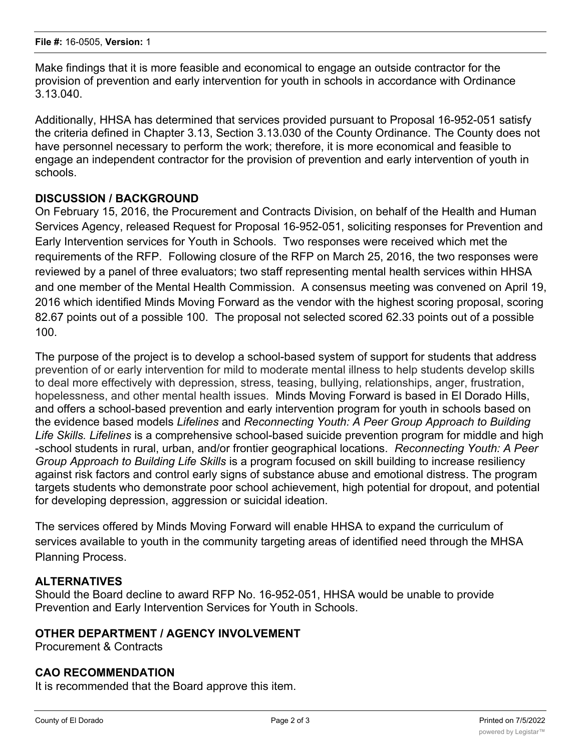Make findings that it is more feasible and economical to engage an outside contractor for the provision of prevention and early intervention for youth in schools in accordance with Ordinance 3.13.040.

Additionally, HHSA has determined that services provided pursuant to Proposal 16-952-051 satisfy the criteria defined in Chapter 3.13, Section 3.13.030 of the County Ordinance. The County does not have personnel necessary to perform the work; therefore, it is more economical and feasible to engage an independent contractor for the provision of prevention and early intervention of youth in schools.

## DISCUSSION / BACKGROUND

On February 15, 2016, the Procurement and Contracts Division, on behalf of the Health and Human Services Agency, released Request for Proposal 16-952-051, soliciting responses for Prevention and Early Intervention services for Youth in Schools. Two responses were received which met the requirements of the RFP. Following closure of the RFP on March 25, 2016, the two responses were reviewed by a panel of three evaluators; two staff representing mental health services within HHSA and one member of the Mental Health Commission. A consensus meeting was convened on April 19, 2016 which identified Minds Moving Forward as the vendor with the highest scoring proposal, scoring 82.67 points out of a possible 100. The proposal not selected scored 62.33 points out of a possible 100.

The purpose of the project is to develop a school-based system of support for students that address prevention of or early intervention for mild to moderate mental illness to help students develop skills to deal more effectively with depression, stress, teasing, bullying, relationships, anger, frustration, hopelessness, and other mental health issues. Minds Moving Forward is based in El Dorado Hills, and offers a school-based prevention and early intervention program for youth in schools based on the evidence based models *Lifelines* and *Reconnecting Youth: A Peer Group Approach to Building Life Skills. Lifelines* is a comprehensive school-based suicide prevention program for middle and high -school students in rural, urban, and/or frontier geographical locations. *Reconnecting Youth: A Peer Group Approach to Building Life Skills* is a program focused on skill building to increase resiliency against risk factors and control early signs of substance abuse and emotional distress. The program targets students who demonstrate poor school achievement, high potential for dropout, and potential for developing depression, aggression or suicidal ideation.

The services offered by Minds Moving Forward will enable HHSA to expand the curriculum of services available to youth in the community targeting areas of identified need through the MHSA Planning Process.

## ALTERNATIVES

Should the Board decline to award RFP No. 16-952-051, HHSA would be unable to provide Prevention and Early Intervention Services for Youth in Schools.

## OTHER DEPARTMENT / AGENCY INVOLVEMENT

Procurement & Contracts

## CAO RECOMMENDATION

It is recommended that the Board approve this item.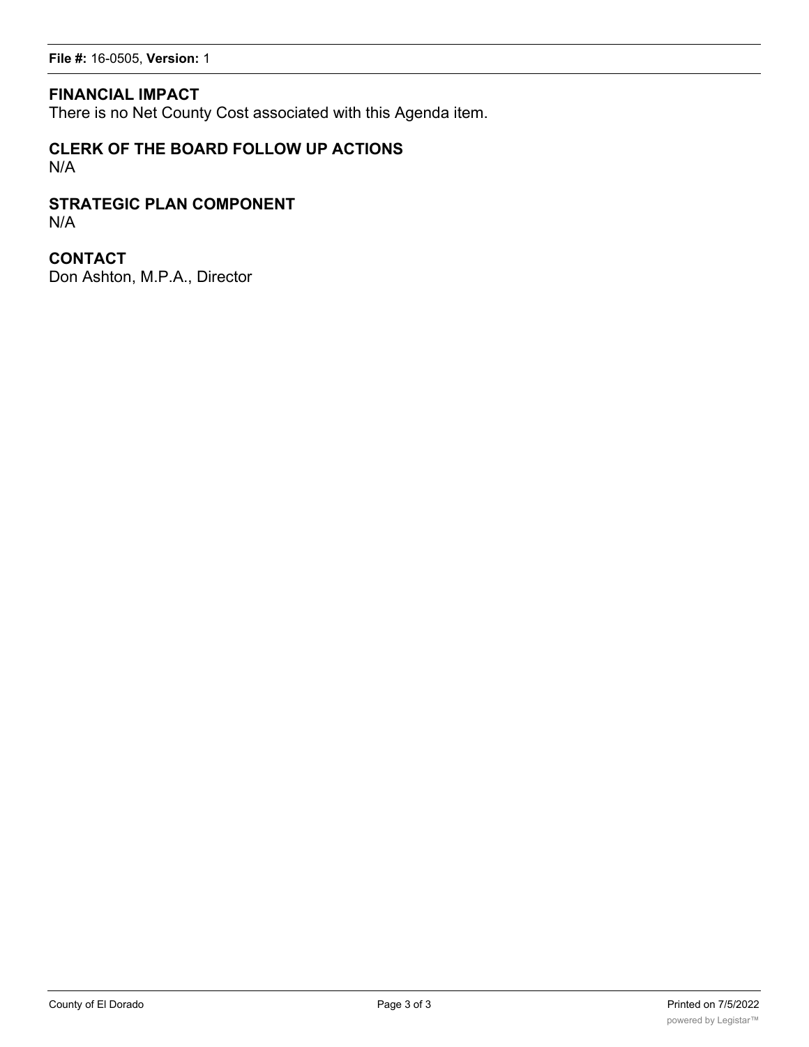## FINANCIAL IMPACT
There is no Net County Cost associated with this Agenda item.

## CLERK OF THE BOARD FOLLOW UP ACTIONS
N/A

## STRATEGIC PLAN COMPONENT
N/A

## CONTACT
Don Ashton, M.P.A., Director